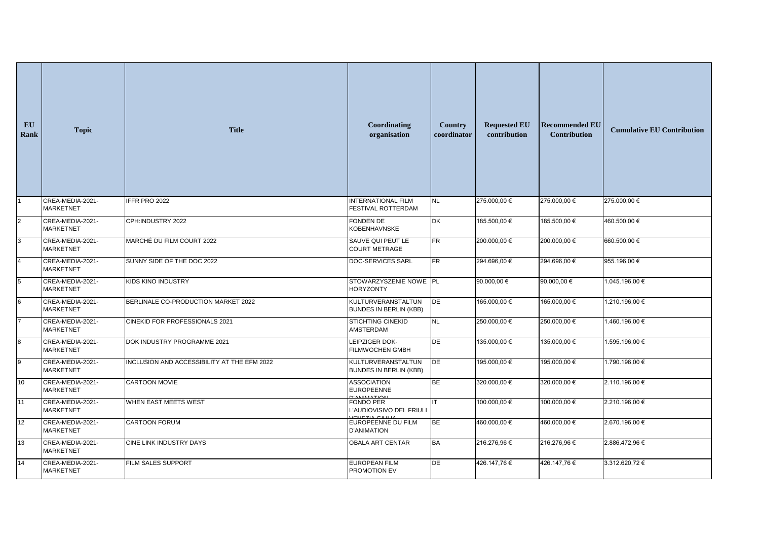| EU Rank | Topic | Title | Coordinating organisation | Country coordinator | Requested EU contribution | Recommended EU Contribution | Cumulative EU Contribution |
|---|---|---|---|---|---|---|---|
| 1 | CREA-MEDIA-2021-MARKETNET | IFFR PRO 2022 | INTERNATIONAL FILM FESTIVAL ROTTERDAM | NL | 275.000,00 € | 275.000,00 € | 275.000,00 € |
| 2 | CREA-MEDIA-2021-MARKETNET | CPH:INDUSTRY 2022 | FONDEN DE KOBENHAVNSKE | DK | 185.500,00 € | 185.500,00 € | 460.500,00 € |
| 3 | CREA-MEDIA-2021-MARKETNET | MARCHÉ DU FILM COURT 2022 | SAUVE QUI PEUT LE COURT METRAGE | FR | 200.000,00 € | 200.000,00 € | 660.500,00 € |
| 4 | CREA-MEDIA-2021-MARKETNET | SUNNY SIDE OF THE DOC 2022 | DOC-SERVICES SARL | FR | 294.696,00 € | 294.696,00 € | 955.196,00 € |
| 5 | CREA-MEDIA-2021-MARKETNET | KIDS KINO INDUSTRY | STOWARZYSZENIE NOWE HORYZONTY | PL | 90.000,00 € | 90.000,00 € | 1.045.196,00 € |
| 6 | CREA-MEDIA-2021-MARKETNET | BERLINALE CO-PRODUCTION MARKET 2022 | KULTURVERANSTALTUN BUNDES IN BERLIN (KBB) | DE | 165.000,00 € | 165.000,00 € | 1.210.196,00 € |
| 7 | CREA-MEDIA-2021-MARKETNET | CINEKID FOR PROFESSIONALS 2021 | STICHTING CINEKID AMSTERDAM | NL | 250.000,00 € | 250.000,00 € | 1.460.196,00 € |
| 8 | CREA-MEDIA-2021-MARKETNET | DOK INDUSTRY PROGRAMME 2021 | LEIPZIGER DOK-FILMWOCHEN GMBH | DE | 135.000,00 € | 135.000,00 € | 1.595.196,00 € |
| 9 | CREA-MEDIA-2021-MARKETNET | INCLUSION AND ACCESSIBILITY AT THE EFM 2022 | KULTURVERANSTALTUN BUNDES IN BERLIN (KBB) | DE | 195.000,00 € | 195.000,00 € | 1.790.196,00 € |
| 10 | CREA-MEDIA-2021-MARKETNET | CARTOON MOVIE | ASSOCIATION EUROPEENNE D'ANIMATION | BE | 320.000,00 € | 320.000,00 € | 2.110.196,00 € |
| 11 | CREA-MEDIA-2021-MARKETNET | WHEN EAST MEETS WEST | FONDO PER L'AUDIOVISIVO DEL FRIULI VENEZIA GIULIA | IT | 100.000,00 € | 100.000,00 € | 2.210.196,00 € |
| 12 | CREA-MEDIA-2021-MARKETNET | CARTOON FORUM | EUROPEENNE DU FILM D'ANIMATION | BE | 460.000,00 € | 460.000,00 € | 2.670.196,00 € |
| 13 | CREA-MEDIA-2021-MARKETNET | CINE LINK INDUSTRY DAYS | OBALA ART CENTAR | BA | 216.276,96 € | 216.276,96 € | 2.886.472,96 € |
| 14 | CREA-MEDIA-2021-MARKETNET | FILM SALES SUPPORT | EUROPEAN FILM PROMOTION EV | DE | 426.147,76 € | 426.147,76 € | 3.312.620,72 € |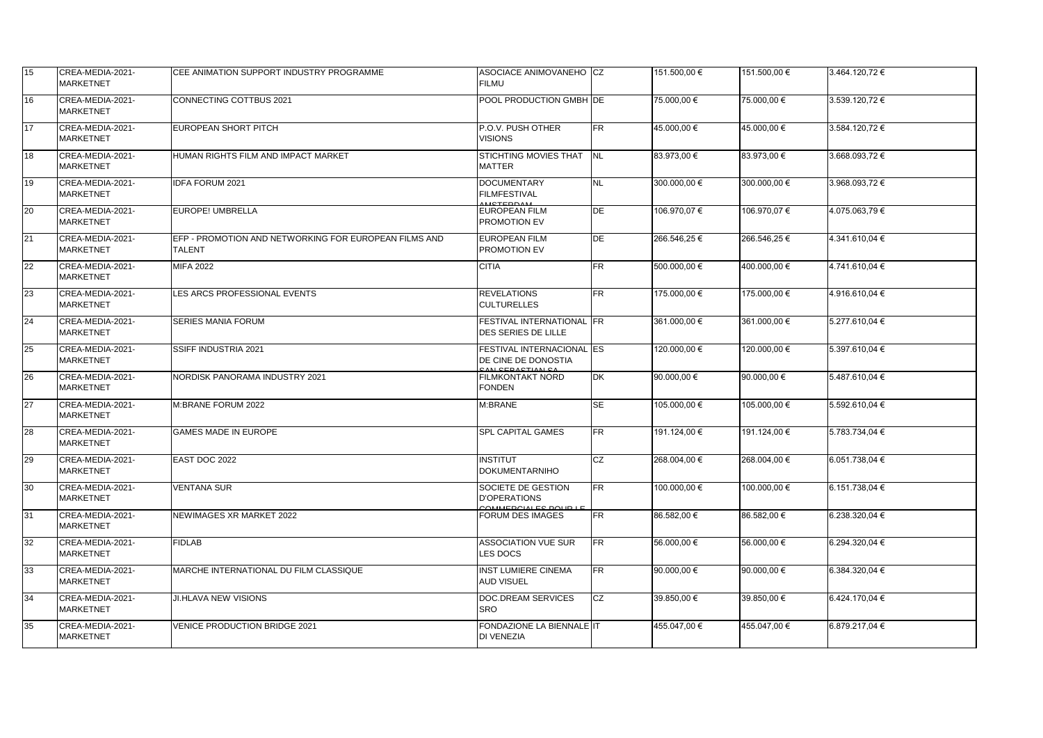| 15 | CREA-MEDIA-2021-MARKETNET | CEE ANIMATION SUPPORT INDUSTRY PROGRAMME | ASOCIACE ANIMOVANEHO FILMU | CZ | 151.500,00 € | 151.500,00 € | 3.464.120,72 € |
|---|---|---|---|---|---|---|---|
| 16 | CREA-MEDIA-2021-MARKETNET | CONNECTING COTTBUS 2021 | POOL PRODUCTION GMBH | DE | 75.000,00 € | 75.000,00 € | 3.539.120,72 € |
| 17 | CREA-MEDIA-2021-MARKETNET | EUROPEAN SHORT PITCH | P.O.V. PUSH OTHER VISIONS | FR | 45.000,00 € | 45.000,00 € | 3.584.120,72 € |
| 18 | CREA-MEDIA-2021-MARKETNET | HUMAN RIGHTS FILM AND IMPACT MARKET | STICHTING MOVIES THAT MATTER | NL | 83.973,00 € | 83.973,00 € | 3.668.093,72 € |
| 19 | CREA-MEDIA-2021-MARKETNET | IDFA FORUM 2021 | DOCUMENTARY FILMFESTIVAL AMSTERDAM | NL | 300.000,00 € | 300.000,00 € | 3.968.093,72 € |
| 20 | CREA-MEDIA-2021-MARKETNET | EUROPE! UMBRELLA | EUROPEAN FILM PROMOTION EV | DE | 106.970,07 € | 106.970,07 € | 4.075.063,79 € |
| 21 | CREA-MEDIA-2021-MARKETNET | EFP - PROMOTION AND NETWORKING FOR EUROPEAN FILMS AND TALENT | EUROPEAN FILM PROMOTION EV | DE | 266.546,25 € | 266.546,25 € | 4.341.610,04 € |
| 22 | CREA-MEDIA-2021-MARKETNET | MIFA 2022 | CITIA | FR | 500.000,00 € | 400.000,00 € | 4.741.610,04 € |
| 23 | CREA-MEDIA-2021-MARKETNET | LES ARCS PROFESSIONAL EVENTS | REVELATIONS CULTURELLES | FR | 175.000,00 € | 175.000,00 € | 4.916.610,04 € |
| 24 | CREA-MEDIA-2021-MARKETNET | SERIES MANIA FORUM | FESTIVAL INTERNATIONAL DES SERIES DE LILLE | FR | 361.000,00 € | 361.000,00 € | 5.277.610,04 € |
| 25 | CREA-MEDIA-2021-MARKETNET | SSIFF INDUSTRIA 2021 | FESTIVAL INTERNACIONAL DE CINE DE DONOSTIA SAN SEBASTIAN SA | ES | 120.000,00 € | 120.000,00 € | 5.397.610,04 € |
| 26 | CREA-MEDIA-2021-MARKETNET | NORDISK PANORAMA INDUSTRY 2021 | FILMKONTAKT NORD FONDEN | DK | 90.000,00 € | 90.000,00 € | 5.487.610,04 € |
| 27 | CREA-MEDIA-2021-MARKETNET | M:BRANE FORUM 2022 | M:BRANE | SE | 105.000,00 € | 105.000,00 € | 5.592.610,04 € |
| 28 | CREA-MEDIA-2021-MARKETNET | GAMES MADE IN EUROPE | SPL CAPITAL GAMES | FR | 191.124,00 € | 191.124,00 € | 5.783.734,04 € |
| 29 | CREA-MEDIA-2021-MARKETNET | EAST DOC 2022 | INSTITUT DOKUMENTARNIHO | CZ | 268.004,00 € | 268.004,00 € | 6.051.738,04 € |
| 30 | CREA-MEDIA-2021-MARKETNET | VENTANA SUR | SOCIETE DE GESTION D'OPERATIONS COMMERCIALES POUR LE | FR | 100.000,00 € | 100.000,00 € | 6.151.738,04 € |
| 31 | CREA-MEDIA-2021-MARKETNET | NEWIMAGES XR MARKET 2022 | FORUM DES IMAGES | FR | 86.582,00 € | 86.582,00 € | 6.238.320,04 € |
| 32 | CREA-MEDIA-2021-MARKETNET | FIDLAB | ASSOCIATION VUE SUR LES DOCS | FR | 56.000,00 € | 56.000,00 € | 6.294.320,04 € |
| 33 | CREA-MEDIA-2021-MARKETNET | MARCHE INTERNATIONAL DU FILM CLASSIQUE | INST LUMIERE CINEMA AUD VISUEL | FR | 90.000,00 € | 90.000,00 € | 6.384.320,04 € |
| 34 | CREA-MEDIA-2021-MARKETNET | JI.HLAVA NEW VISIONS | DOC.DREAM SERVICES SRO | CZ | 39.850,00 € | 39.850,00 € | 6.424.170,04 € |
| 35 | CREA-MEDIA-2021-MARKETNET | VENICE PRODUCTION BRIDGE 2021 | FONDAZIONE LA BIENNALE DI VENEZIA | IT | 455.047,00 € | 455.047,00 € | 6.879.217,04 € |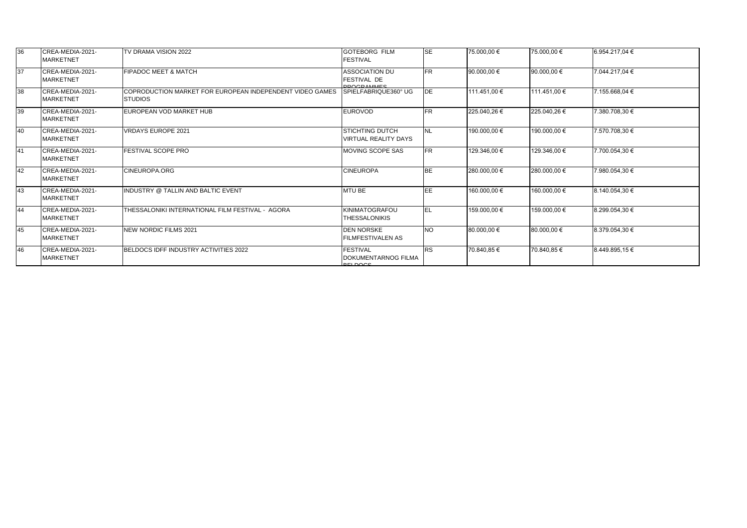| | | | | | | | |
|---|---|---|---|---|---|---|---|
| 36 | CREA-MEDIA-2021-MARKETNET | TV DRAMA VISION 2022 | GOTEBORG FILM FESTIVAL | SE | 75.000,00 € | 75.000,00 € | 6.954.217,04 € |
| 37 | CREA-MEDIA-2021-MARKETNET | FIPADOC MEET & MATCH | ASSOCIATION DU FESTIVAL DE PROGRAMMES | FR | 90.000,00 € | 90.000,00 € | 7.044.217,04 € |
| 38 | CREA-MEDIA-2021-MARKETNET | COPRODUCTION MARKET FOR EUROPEAN INDEPENDENT VIDEO GAMES STUDIOS | SPIELFABRIQUE360° UG | DE | 111.451,00 € | 111.451,00 € | 7.155.668,04 € |
| 39 | CREA-MEDIA-2021-MARKETNET | EUROPEAN VOD MARKET HUB | EUROVOD | FR | 225.040,26 € | 225.040,26 € | 7.380.708,30 € |
| 40 | CREA-MEDIA-2021-MARKETNET | VRDAYS EUROPE 2021 | STICHTING DUTCH VIRTUAL REALITY DAYS | NL | 190.000,00 € | 190.000,00 € | 7.570.708,30 € |
| 41 | CREA-MEDIA-2021-MARKETNET | FESTIVAL SCOPE PRO | MOVING SCOPE SAS | FR | 129.346,00 € | 129.346,00 € | 7.700.054,30 € |
| 42 | CREA-MEDIA-2021-MARKETNET | CINEUROPA.ORG | CINEUROPA | BE | 280.000,00 € | 280.000,00 € | 7.980.054,30 € |
| 43 | CREA-MEDIA-2021-MARKETNET | INDUSTRY @ TALLIN AND BALTIC EVENT | MTU BE | EE | 160.000,00 € | 160.000,00 € | 8.140.054,30 € |
| 44 | CREA-MEDIA-2021-MARKETNET | THESSALONIKI INTERNATIONAL FILM FESTIVAL - AGORA | KINIMATOGRAFOU THESSALONIKIS | EL | 159.000,00 € | 159.000,00 € | 8.299.054,30 € |
| 45 | CREA-MEDIA-2021-MARKETNET | NEW NORDIC FILMS 2021 | DEN NORSKE FILMFESTIVALEN AS | NO | 80.000,00 € | 80.000,00 € | 8.379.054,30 € |
| 46 | CREA-MEDIA-2021-MARKETNET | BELDOCS IDFF INDUSTRY ACTIVITIES 2022 | FESTIVAL DOKUMENTARNOG FILMA BELDOCS | RS | 70.840,85 € | 70.840,85 € | 8.449.895,15 € |